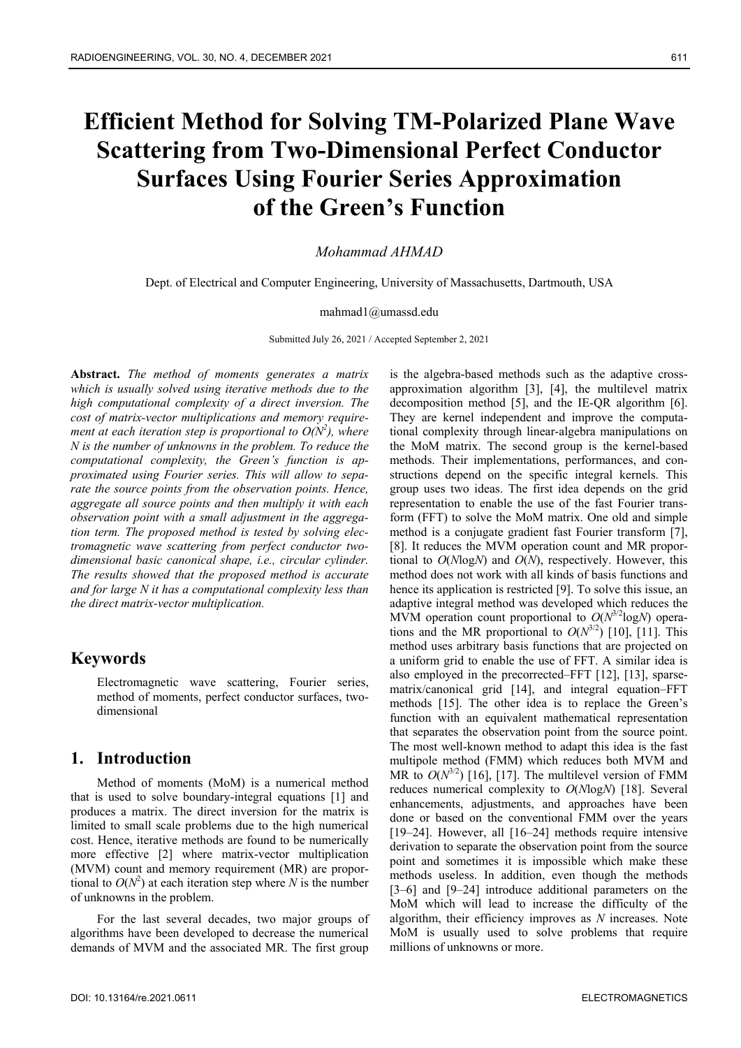# Efficient Method for Solving TM-Polarized Plane Wave Scattering from Two-Dimensional Perfect Conductor Surfaces Using Fourier Series Approximation of the Green's Function

*Mohammad AHMAD*

Dept. of Electrical and Computer Engineering, University of Massachusetts, Dartmouth, USA

mahmad1@umassd.edu

Submitted July 26, 2021 / Accepted September 2, 2021

**Abstract.** *The method of moments generates a matrix which is usually solved using iterative methods due to the high computational complexity of a direct inversion. The cost of matrix-vector multiplications and memory requirement at each iteration step is proportional to $O(N^2)$, where N is the number of unknowns in the problem. To reduce the computational complexity, the Green's function is approximated using Fourier series. This will allow to separate the source points from the observation points. Hence, aggregate all source points and then multiply it with each observation point with a small adjustment in the aggregation term. The proposed method is tested by solving electromagnetic wave scattering from perfect conductor two-dimensional basic canonical shape, i.e., circular cylinder. The results showed that the proposed method is accurate and for large N it has a computational complexity less than the direct matrix-vector multiplication.*

## Keywords

Electromagnetic wave scattering, Fourier series, method of moments, perfect conductor surfaces, two-dimensional

## 1. Introduction

Method of moments (MoM) is a numerical method that is used to solve boundary-integral equations [1] and produces a matrix. The direct inversion for the matrix is limited to small scale problems due to the high numerical cost. Hence, iterative methods are found to be numerically more effective [2] where matrix-vector multiplication (MVM) count and memory requirement (MR) are proportional to $O(N^2)$ at each iteration step where $N$ is the number of unknowns in the problem.

For the last several decades, two major groups of algorithms have been developed to decrease the numerical demands of MVM and the associated MR. The first group is the algebra-based methods such as the adaptive cross-approximation algorithm [3], [4], the multilevel matrix decomposition method [5], and the IE-QR algorithm [6]. They are kernel independent and improve the computational complexity through linear-algebra manipulations on the MoM matrix. The second group is the kernel-based methods. Their implementations, performances, and constructions depend on the specific integral kernels. This group uses two ideas. The first idea depends on the grid representation to enable the use of the fast Fourier transform (FFT) to solve the MoM matrix. One old and simple method is a conjugate gradient fast Fourier transform [7], [8]. It reduces the MVM operation count and MR proportional to $O(N\log N)$ and $O(N)$, respectively. However, this method does not work with all kinds of basis functions and hence its application is restricted [9]. To solve this issue, an adaptive integral method was developed which reduces the MVM operation count proportional to $O(N^{3/2}\log N)$ operations and the MR proportional to $O(N^{3/2})$ [10], [11]. This method uses arbitrary basis functions that are projected on a uniform grid to enable the use of FFT. A similar idea is also employed in the precorrected–FFT [12], [13], sparse-matrix/canonical grid [14], and integral equation–FFT methods [15]. The other idea is to replace the Green's function with an equivalent mathematical representation that separates the observation point from the source point. The most well-known method to adapt this idea is the fast multipole method (FMM) which reduces both MVM and MR to $O(N^{3/2})$ [16], [17]. The multilevel version of FMM reduces numerical complexity to $O(N\log N)$ [18]. Several enhancements, adjustments, and approaches have been done or based on the conventional FMM over the years [19–24]. However, all [16–24] methods require intensive derivation to separate the observation point from the source point and sometimes it is impossible which make these methods useless. In addition, even though the methods [3–6] and [9–24] introduce additional parameters on the MoM which will lead to increase the difficulty of the algorithm, their efficiency improves as $N$ increases. Note MoM is usually used to solve problems that require millions of unknowns or more.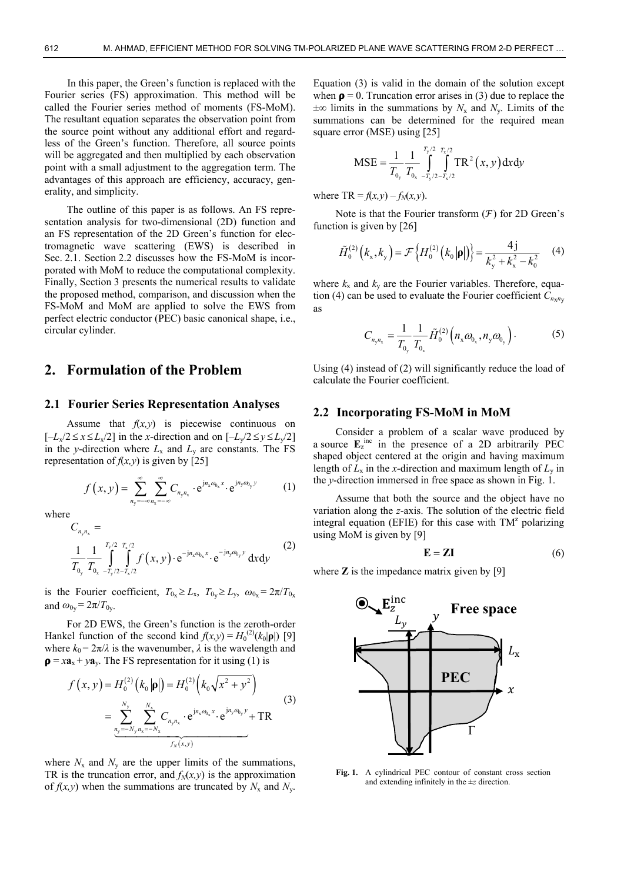In this paper, the Green's function is replaced with the Fourier series (FS) approximation. This method will be called the Fourier series method of moments (FS-MoM). The resultant equation separates the observation point from the source point without any additional effort and regardless of the Green's function. Therefore, all source points will be aggregated and then multiplied by each observation point with a small adjustment to the aggregation term. The advantages of this approach are efficiency, accuracy, generality, and simplicity.

The outline of this paper is as follows. An FS representation analysis for two-dimensional (2D) function and an FS representation of the 2D Green's function for electromagnetic wave scattering (EWS) is described in Sec. 2.1. Section 2.2 discusses how the FS-MoM is incorporated with MoM to reduce the computational complexity. Finally, Section 3 presents the numerical results to validate the proposed method, comparison, and discussion when the FS-MoM and MoM are applied to solve the EWS from perfect electric conductor (PEC) basic canonical shape, i.e., circular cylinder.

## 2. Formulation of the Problem

### 2.1 Fourier Series Representation Analyses

Assume that $f(x,y)$ is piecewise continuous on $[-L_x/2 \le x \le L_x/2]$ in the $x$-direction and on $[-L_y/2 \le y \le L_y/2]$ in the $y$-direction where $L_x$ and $L_y$ are constants. The FS representation of $f(x,y)$ is given by [25]

$$f(x,y) = \sum_{n_y=-\infty}^{\infty} \sum_{n_x=-\infty}^{\infty} C_{n_y n_x} \cdot \mathrm{e}^{\mathrm{j} n_x \omega_{0_x} x} \cdot \mathrm{e}^{\mathrm{j} n_y \omega_{0_y} y} \tag{1}$$

where

$$C_{n_y n_x} = \frac{1}{T_{0_y}} \frac{1}{T_{0_x}} \int_{-T_y/2}^{T_y/2} \int_{-T_x/2}^{T_x/2} f(x,y) \cdot \mathrm{e}^{-\mathrm{j} n_x \omega_{0_x} x} \cdot \mathrm{e}^{-\mathrm{j} n_y \omega_{0_y} y} \,\mathrm{d}x\mathrm{d}y \tag{2}$$

is the Fourier coefficient, $T_{0x} \ge L_x$, $T_{0y} \ge L_y$, $\omega_{0x} = 2\pi/T_{0x}$ and $\omega_{0y} = 2\pi/T_{0y}$.

For 2D EWS, the Green's function is the zeroth-order Hankel function of the second kind $f(x,y) = H_0^{(2)}(k_0|\boldsymbol{\rho}|)$ [9] where $k_0 = 2\pi/\lambda$ is the wavenumber, $\lambda$ is the wavelength and $\boldsymbol{\rho} = x\mathbf{a}_x + y\mathbf{a}_y$. The FS representation for it using (1) is

$$\begin{aligned} f(x,y) &= H_0^{(2)}(k_0|\boldsymbol{\rho}|) = H_0^{(2)}\left(k_0\sqrt{x^2+y^2}\right) \\ &= \underbrace{\sum_{n_y=-N_y}^{N_y} \sum_{n_x=-N_x}^{N_x} C_{n_y n_x} \cdot \mathrm{e}^{\mathrm{j} n_x \omega_{0_x} x} \cdot \mathrm{e}^{\mathrm{j} n_y \omega_{0_y} y}}_{f_N(x,y)} + \mathrm{TR} \end{aligned} \tag{3}$$

where $N_x$ and $N_y$ are the upper limits of the summations, TR is the truncation error, and $f_N(x,y)$ is the approximation of $f(x,y)$ when the summations are truncated by $N_x$ and $N_y$. Equation (3) is valid in the domain of the solution except when $\boldsymbol{\rho} = 0$. Truncation error arises in (3) due to replace the $\pm\infty$ limits in the summations by $N_x$ and $N_y$. Limits of the summations can be determined for the required mean square error (MSE) using [25]

$$\mathrm{MSE} = \frac{1}{T_{0_y}} \frac{1}{T_{0_x}} \int_{-T_y/2}^{T_y/2} \int_{-T_x/2}^{T_x/2} \mathrm{TR}^2(x,y) \,\mathrm{d}x\mathrm{d}y$$

where $\mathrm{TR} = f(x,y) - f_N(x,y)$.

Note is that the Fourier transform ($\mathcal{F}$) for 2D Green's function is given by [26]

$$\tilde{H}_0^{(2)}(k_x, k_y) = \mathcal{F}\left\{H_0^{(2)}(k_0|\boldsymbol{\rho}|)\right\} = \frac{4\mathrm{j}}{k_y^2 + k_x^2 - k_0^2} \tag{4}$$

where $k_x$ and $k_y$ are the Fourier variables. Therefore, equation (4) can be used to evaluate the Fourier coefficient $C_{n_x n_y}$ as

$$C_{n_y n_x} = \frac{1}{T_{0_y}} \frac{1}{T_{0_x}} \tilde{H}_0^{(2)}\left(n_x \omega_{0_x}, n_y \omega_{0_y}\right). \tag{5}$$

Using (4) instead of (2) will significantly reduce the load of calculate the Fourier coefficient.

### 2.2 Incorporating FS-MoM in MoM

Consider a problem of a scalar wave produced by a source $\mathbf{E}_z^{\mathrm{inc}}$ in the presence of a 2D arbitrarily PEC shaped object centered at the origin and having maximum length of $L_x$ in the $x$-direction and maximum length of $L_y$ in the $y$-direction immersed in free space as shown in Fig. 1.

Assume that both the source and the object have no variation along the $z$-axis. The solution of the electric field integral equation (EFIE) for this case with $\mathrm{TM}^z$ polarizing using MoM is given by [9]

$$\mathbf{E} = \mathbf{ZI} \tag{6}$$

where $\mathbf{Z}$ is the impedance matrix given by [9]

**Fig. 1.** A cylindrical PEC contour of constant cross section and extending infinitely in the $\pm z$ direction.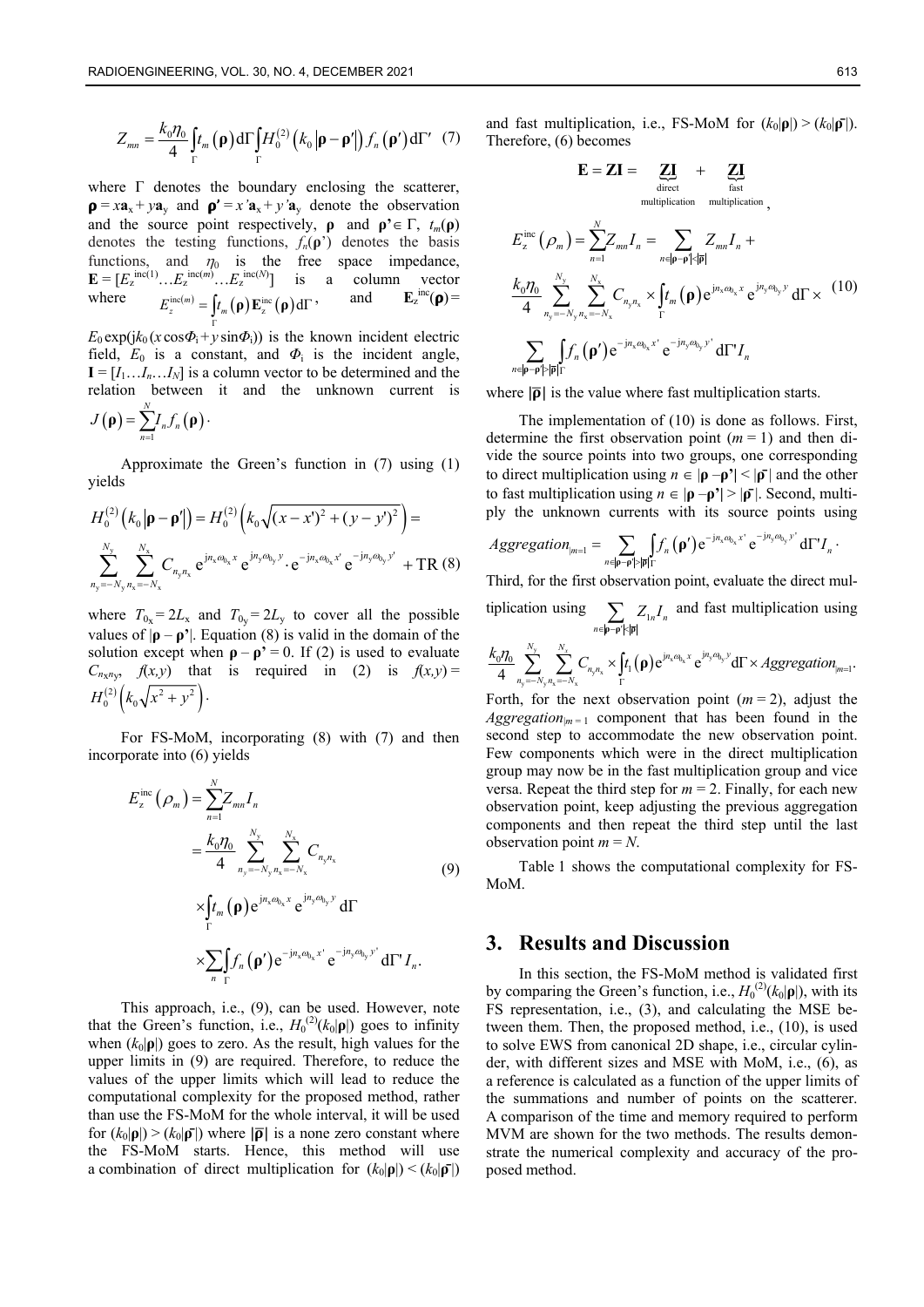$$Z_{mn} = \frac{k_0 \eta_0}{4} \int_{\Gamma} t_m(\boldsymbol{\rho}) \mathrm{d}\Gamma \int_{\Gamma} H_0^{(2)}\left(k_0 \left|\boldsymbol{\rho} - \boldsymbol{\rho}'\right|\right) f_n(\boldsymbol{\rho}') \mathrm{d}\Gamma' \quad (7)$$

where $\Gamma$ denotes the boundary enclosing the scatterer, $\boldsymbol{\rho} = x\mathbf{a}_x + y\mathbf{a}_y$ and $\boldsymbol{\rho}' = x'\mathbf{a}_x + y'\mathbf{a}_y$ denote the observation and the source point respectively, $\boldsymbol{\rho}$ and $\boldsymbol{\rho}' \in \Gamma$, $t_m(\boldsymbol{\rho})$ denotes the testing functions, $f_n(\boldsymbol{\rho}')$ denotes the basis functions, and $\eta_0$ is the free space impedance, $\mathbf{E} = [E_z^{\mathrm{inc}(1)} \ldots E_z^{\mathrm{inc}(m)} \ldots E_z^{\mathrm{inc}(N)}]$ is a column vector where $E_z^{\mathrm{inc}(m)} = \int_{\Gamma} t_m(\boldsymbol{\rho}) \mathbf{E}_z^{\mathrm{inc}}(\boldsymbol{\rho}) \mathrm{d}\Gamma$, and $\mathbf{E}_z^{\mathrm{inc}}(\boldsymbol{\rho}) = E_0 \exp(\mathrm{j}k_0(x\cos\Phi_\mathrm{i} + y\sin\Phi_\mathrm{i}))$ is the known incident electric field, $E_0$ is a constant, and $\Phi_\mathrm{i}$ is the incident angle, $\mathbf{I} = [I_1 \ldots I_n \ldots I_N]$ is a column vector to be determined and the relation between it and the unknown current is $J(\boldsymbol{\rho}) = \sum_{n=1}^{N} I_n f_n(\boldsymbol{\rho})$.

Approximate the Green's function in (7) using (1) yields

$$H_0^{(2)}\left(k_0 \left|\boldsymbol{\rho} - \boldsymbol{\rho}'\right|\right) = H_0^{(2)}\left(k_0 \sqrt{(x - x')^2 + (y - y')^2}\right) =$$
$$\sum_{n_y=-N_y}^{N_y} \sum_{n_x=-N_x}^{N_x} C_{n_y n_x} \mathrm{e}^{\mathrm{j}n_x \omega_{0_x} x} \mathrm{e}^{\mathrm{j}n_y \omega_{0_y} y} \cdot \mathrm{e}^{-\mathrm{j}n_x \omega_{0_x} x'} \mathrm{e}^{-\mathrm{j}n_y \omega_{0_y} y'} + \mathrm{TR} \quad (8)$$

where $T_{0_x} = 2L_x$ and $T_{0_y} = 2L_y$ to cover all the possible values of $|\boldsymbol{\rho} - \boldsymbol{\rho}'|$. Equation (8) is valid in the domain of the solution except when $\boldsymbol{\rho} - \boldsymbol{\rho}' = 0$. If (2) is used to evaluate $C_{n_x n_y}$, $f(x,y)$ that is required in (2) is $f(x,y) = H_0^{(2)}\left(k_0 \sqrt{x^2 + y^2}\right)$.

For FS-MoM, incorporating (8) with (7) and then incorporate into (6) yields

$$\begin{aligned}
E_z^{\mathrm{inc}}(\rho_m) &= \sum_{n=1}^{N} Z_{mn} I_n \\
&= \frac{k_0 \eta_0}{4} \sum_{n_y=-N_y}^{N_y} \sum_{n_x=-N_x}^{N_x} C_{n_y n_x} \\
&\times \int_{\Gamma} t_m(\boldsymbol{\rho}) \mathrm{e}^{\mathrm{j}n_x \omega_{0_x} x} \mathrm{e}^{\mathrm{j}n_y \omega_{0_y} y} \mathrm{d}\Gamma \\
&\times \sum_{n} \int_{\Gamma} f_n(\boldsymbol{\rho}') \mathrm{e}^{-\mathrm{j}n_x \omega_{0_x} x'} \mathrm{e}^{-\mathrm{j}n_y \omega_{0_y} y'} \mathrm{d}\Gamma' I_n.
\end{aligned} \quad (9)$$

This approach, i.e., (9), can be used. However, note that the Green's function, i.e., $H_0^{(2)}(k_0|\boldsymbol{\rho}|)$ goes to infinity when $(k_0|\boldsymbol{\rho}|)$ goes to zero. As the result, high values for the upper limits in (9) are required. Therefore, to reduce the values of the upper limits which will lead to reduce the computational complexity for the proposed method, rather than use the FS-MoM for the whole interval, it will be used for $(k_0|\boldsymbol{\rho}|) > (k_0|\bar{\boldsymbol{\rho}}|)$ where $|\bar{\boldsymbol{\rho}}|$ is a none zero constant where the FS-MoM starts. Hence, this method will use a combination of direct multiplication for $(k_0|\boldsymbol{\rho}|) < (k_0|\bar{\boldsymbol{\rho}}|)$ and fast multiplication, i.e., FS-MoM for $(k_0|\boldsymbol{\rho}|) > (k_0|\bar{\boldsymbol{\rho}}|)$. Therefore, (6) becomes

$$\mathbf{E} = \mathbf{ZI} = \underbrace{\mathbf{ZI}}_{\substack{\text{direct} \\ \text{multiplication}}} + \underbrace{\mathbf{ZI}}_{\substack{\text{fast} \\ \text{multiplication}}},$$

$$\begin{aligned}
E_z^{\mathrm{inc}}(\rho_m) &= \sum_{n=1}^{N} Z_{mn} I_n = \sum_{n \in |\boldsymbol{\rho} - \boldsymbol{\rho}'| < |\bar{\boldsymbol{\rho}}|} Z_{mn} I_n + \\
&\frac{k_0 \eta_0}{4} \sum_{n_y=-N_y}^{N_y} \sum_{n_x=-N_x}^{N_x} C_{n_y n_x} \times \int_{\Gamma} t_m(\boldsymbol{\rho}) \mathrm{e}^{\mathrm{j}n_x \omega_{0_x} x} \mathrm{e}^{\mathrm{j}n_y \omega_{0_y} y} \mathrm{d}\Gamma \times \\
&\sum_{n \in |\boldsymbol{\rho} - \boldsymbol{\rho}'| > |\bar{\boldsymbol{\rho}}|} \int_{\Gamma} f_n(\boldsymbol{\rho}') \mathrm{e}^{-\mathrm{j}n_x \omega_{0_x} x'} \mathrm{e}^{-\mathrm{j}n_y \omega_{0_y} y'} \mathrm{d}\Gamma' I_n
\end{aligned} \quad (10)$$

where $|\bar{\boldsymbol{\rho}}|$ is the value where fast multiplication starts.

The implementation of (10) is done as follows. First, determine the first observation point ($m = 1$) and then divide the source points into two groups, one corresponding to direct multiplication using $n \in |\boldsymbol{\rho} - \boldsymbol{\rho}'| < |\bar{\boldsymbol{\rho}}|$ and the other to fast multiplication using $n \in |\boldsymbol{\rho} - \boldsymbol{\rho}'| > |\bar{\boldsymbol{\rho}}|$. Second, multiply the unknown currents with its source points using $Aggregation_{|m=1} = \sum_{n \in |\boldsymbol{\rho} - \boldsymbol{\rho}'| > |\bar{\boldsymbol{\rho}}|} \int_{\Gamma} f_n(\boldsymbol{\rho}') \mathrm{e}^{-\mathrm{j}n_x \omega_{0_x} x'} \mathrm{e}^{-\mathrm{j}n_y \omega_{0_y} y'} \mathrm{d}\Gamma' I_n$.

Third, for the first observation point, evaluate the direct multiplication using $\sum_{n \in |\boldsymbol{\rho} - \boldsymbol{\rho}'| < |\bar{\boldsymbol{\rho}}|} Z_{1n} I_n$ and fast multiplication using $\frac{k_0 \eta_0}{4} \sum_{n_y=-N_y}^{N_y} \sum_{n_x=-N_x}^{N_x} C_{n_y n_x} \times \int_{\Gamma} t_1(\boldsymbol{\rho}) \mathrm{e}^{\mathrm{j}n_x \omega_{0_x} x} \mathrm{e}^{\mathrm{j}n_y \omega_{0_y} y} \mathrm{d}\Gamma \times Aggregation_{|m=1}$.

Forth, for the next observation point ($m = 2$), adjust the $Aggregation_{|m=1}$ component that has been found in the second step to accommodate the new observation point. Few components which were in the direct multiplication group may now be in the fast multiplication group and vice versa. Repeat the third step for $m = 2$. Finally, for each new observation point, keep adjusting the previous aggregation components and then repeat the third step until the last observation point $m = N$.

Table 1 shows the computational complexity for FS-MoM.

## 3. Results and Discussion

In this section, the FS-MoM method is validated first by comparing the Green's function, i.e., $H_0^{(2)}(k_0|\boldsymbol{\rho}|)$, with its FS representation, i.e., (3), and calculating the MSE between them. Then, the proposed method, i.e., (10), is used to solve EWS from canonical 2D shape, i.e., circular cylinder, with different sizes and MSE with MoM, i.e., (6), as a reference is calculated as a function of the upper limits of the summations and number of points on the scatterer. A comparison of the time and memory required to perform MVM are shown for the two methods. The results demonstrate the numerical complexity and accuracy of the proposed method.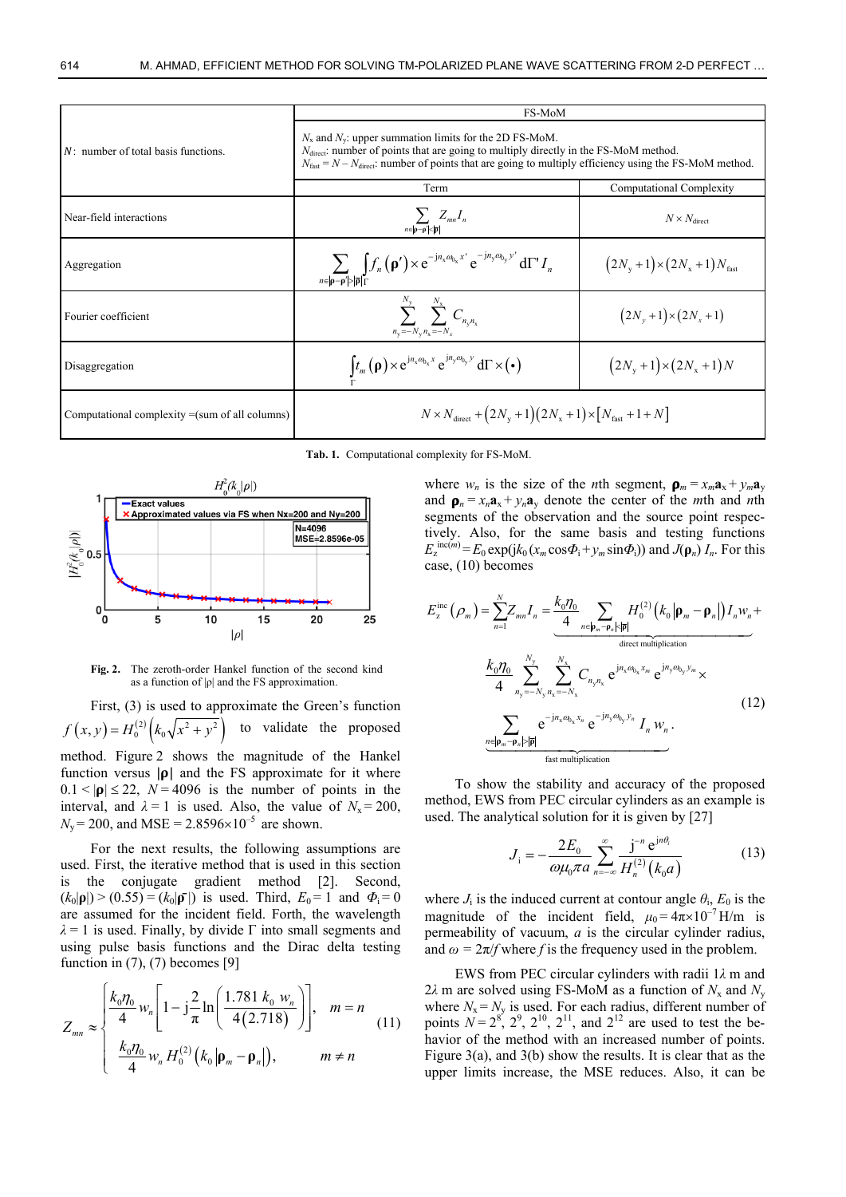| $N$: number of total basis functions. | FS-MoM | |
|---|---|---|
| | $N_x$ and $N_y$: upper summation limits for the 2D FS-MoM.<br>$N_{\text{direct}}$: number of points that are going to multiply directly in the FS-MoM method.<br>$N_{\text{fast}} = N - N_{\text{direct}}$: number of points that are going to multiply efficiency using the FS-MoM method. | |
| | Term | Computational Complexity |
| Near-field interactions | $\sum_{n\in\lvert\boldsymbol{\rho}-\boldsymbol{\rho}'\rvert<\lvert\bar{\boldsymbol{\rho}}\rvert} Z_{mn} I_n$ | $N \times N_{\text{direct}}$ |
| Aggregation | $\sum_{n\in\lvert\boldsymbol{\rho}-\boldsymbol{\rho}'\rvert>\lvert\bar{\boldsymbol{\rho}}\rvert} \int_\Gamma f_n(\boldsymbol{\rho}') \times \mathrm{e}^{-\mathrm{j}n_x\omega_{0_x}x'}\,\mathrm{e}^{-\mathrm{j}n_y\omega_{0_y}y'}\,\mathrm{d}\Gamma'\, I_n$ | $(2N_y+1)\times(2N_x+1)N_{\text{fast}}$ |
| Fourier coefficient | $\sum_{n_y=-N_y}^{N_y}\sum_{n_x=-N_x}^{N_x} C_{n_y n_x}$ | $(2N_y+1)\times(2N_x+1)$ |
| Disaggregation | $\int_\Gamma t_m(\boldsymbol{\rho}) \times \mathrm{e}^{\mathrm{j}n_x\omega_{0_x}x}\,\mathrm{e}^{\mathrm{j}n_y\omega_{0_y}y}\,\mathrm{d}\Gamma \times (\bullet)$ | $(2N_y+1)\times(2N_x+1)N$ |
| Computational complexity =(sum of all columns) | $N\times N_{\text{direct}} + (2N_y+1)(2N_x+1)\times[N_{\text{fast}}+1+N]$ | |

**Tab. 1.** Computational complexity for FS-MoM.

**Fig. 2.** The zeroth-order Hankel function of the second kind as a function of $|\rho|$ and the FS approximation.

First, (3) is used to approximate the Green's function $f(x,y) = H_0^{(2)}\left(k_0\sqrt{x^2+y^2}\right)$ to validate the proposed method. Figure 2 shows the magnitude of the Hankel function versus $|\boldsymbol{\rho}|$ and the FS approximate for it where $0.1 < |\boldsymbol{\rho}| \le 22$, $N = 4096$ is the number of points in the interval, and $\lambda = 1$ is used. Also, the value of $N_x = 200$, $N_y = 200$, and MSE $= 2.8596\times10^{-5}$ are shown.

For the next results, the following assumptions are used. First, the iterative method that is used in this section is the conjugate gradient method [2]. Second, $(k_0|\boldsymbol{\rho}|) > (0.55) = (k_0|\bar{\boldsymbol{\rho}}|)$ is used. Third, $E_0 = 1$ and $\Phi_i = 0$ are assumed for the incident field. Forth, the wavelength $\lambda = 1$ is used. Finally, by divide $\Gamma$ into small segments and using pulse basis functions and the Dirac delta testing function in (7), (7) becomes [9]

$$Z_{mn} \approx \begin{cases} \dfrac{k_0\eta_0}{4} w_n\left[1 - \mathrm{j}\dfrac{2}{\pi}\ln\left(\dfrac{1.781\,k_0\,w_n}{4(2.718)}\right)\right], & m = n \\[2ex] \dfrac{k_0\eta_0}{4} w_n\, H_0^{(2)}\left(k_0\left|\boldsymbol{\rho}_m - \boldsymbol{\rho}_n\right|\right), & m \ne n \end{cases} \tag{11}$$

where $w_n$ is the size of the $n$th segment, $\boldsymbol{\rho}_m = x_m\mathbf{a}_x + y_m\mathbf{a}_y$ and $\boldsymbol{\rho}_n = x_n\mathbf{a}_x + y_n\mathbf{a}_y$ denote the center of the $m$th and $n$th segments of the observation and the source point respectively. Also, for the same basis and testing functions $E_z^{\text{inc}(m)} = E_0\exp(\mathrm{j}k_0(x_m\cos\Phi_i + y_m\sin\Phi_i))$ and $J(\boldsymbol{\rho}_n)\,I_n$. For this case, (10) becomes

$$\begin{aligned} E_z^{\text{inc}}(\rho_m) = \sum_{n=1}^{N} Z_{mn} I_n = \underbrace{\frac{k_0\eta_0}{4}\sum_{n\in\left|\boldsymbol{\rho}_m-\boldsymbol{\rho}_n\right|<\left|\bar{\boldsymbol{\rho}}\right|} H_0^{(2)}\left(k_0\left|\boldsymbol{\rho}_m-\boldsymbol{\rho}_n\right|\right) I_n w_n}_{\text{direct multiplication}} + \\ \underbrace{\frac{k_0\eta_0}{4}\sum_{n_y=-N_y}^{N_y}\sum_{n_x=-N_x}^{N_x} C_{n_y n_x}\,\mathrm{e}^{\mathrm{j}n_x\omega_{0_x}x_m}\,\mathrm{e}^{\mathrm{j}n_y\omega_{0_y}y_m} \times \sum_{n\in\left|\boldsymbol{\rho}_m-\boldsymbol{\rho}_n\right|>\left|\bar{\boldsymbol{\rho}}\right|} \mathrm{e}^{-\mathrm{j}n_x\omega_{0_x}x_n}\,\mathrm{e}^{-\mathrm{j}n_y\omega_{0_y}y_n}\, I_n\, w_n}_{\text{fast multiplication}}. \end{aligned} \tag{12}$$

To show the stability and accuracy of the proposed method, EWS from PEC circular cylinders as an example is used. The analytical solution for it is given by [27]

$$J_i = -\frac{2E_0}{\omega\mu_0\pi a}\sum_{n=-\infty}^{\infty}\frac{\mathrm{j}^{-n}\,\mathrm{e}^{\mathrm{j}n\theta_i}}{H_n^{(2)}(k_0 a)} \tag{13}$$

where $J_i$ is the induced current at contour angle $\theta_i$, $E_0$ is the magnitude of the incident field, $\mu_0 = 4\pi\times10^{-7}$ H/m is permeability of vacuum, $a$ is the circular cylinder radius, and $\omega = 2\pi/f$ where $f$ is the frequency used in the problem.

EWS from PEC circular cylinders with radii $1\lambda$ m and $2\lambda$ m are solved using FS-MoM as a function of $N_x$ and $N_y$ where $N_x = N_y$ is used. For each radius, different number of points $N = 2^8$, $2^9$, $2^{10}$, $2^{11}$, and $2^{12}$ are used to test the behavior of the method with an increased number of points. Figure 3(a), and 3(b) show the results. It is clear that as the upper limits increase, the MSE reduces. Also, it can be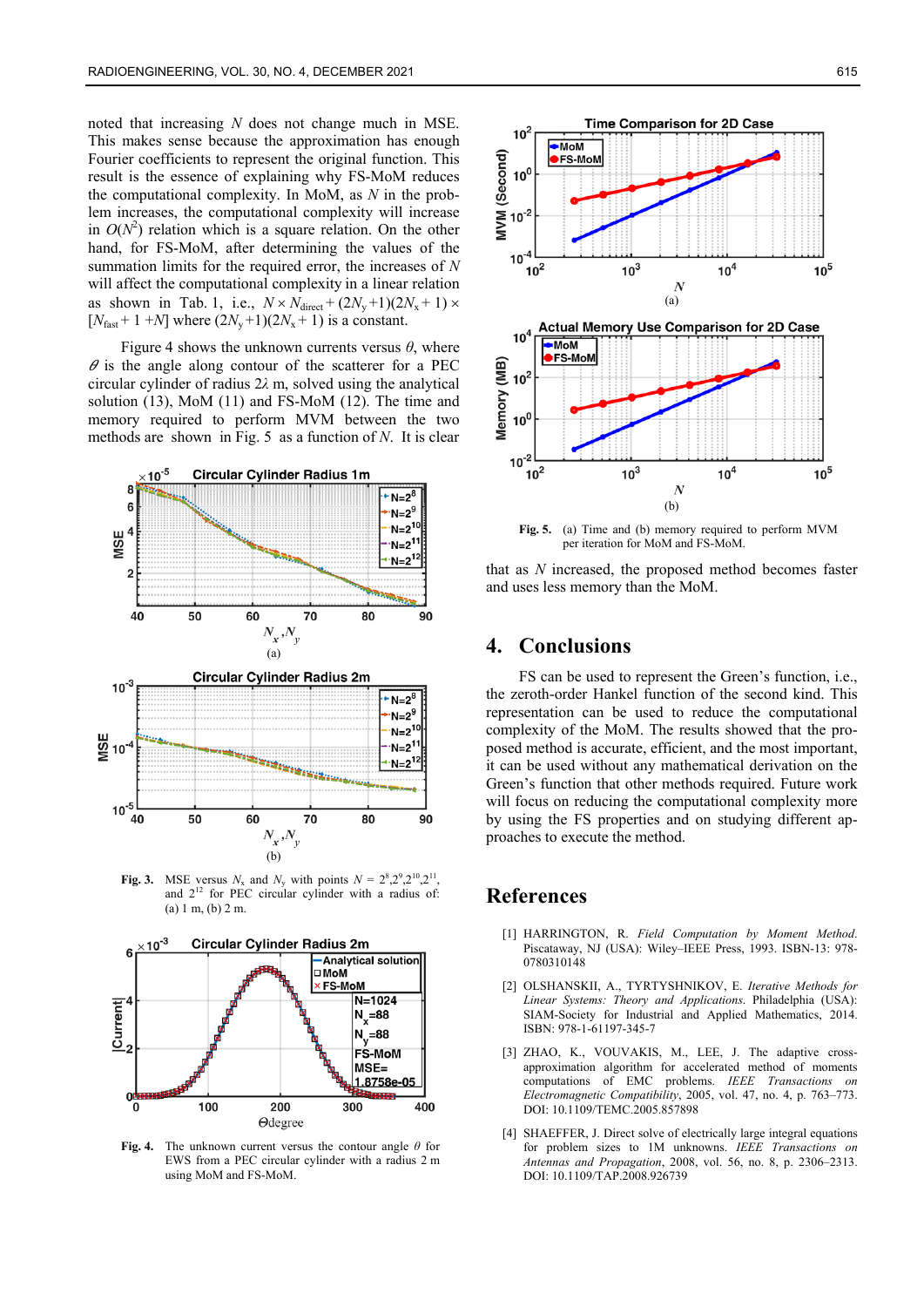noted that increasing $N$ does not change much in MSE. This makes sense because the approximation has enough Fourier coefficients to represent the original function. This result is the essence of explaining why FS-MoM reduces the computational complexity. In MoM, as $N$ in the problem increases, the computational complexity will increase in $O(N^2)$ relation which is a square relation. On the other hand, for FS-MoM, after determining the values of the summation limits for the required error, the increases of $N$ will affect the computational complexity in a linear relation as shown in Tab. 1, i.e., $N \times N_{\text{direct}} + (2N_y+1)(2N_x+1) \times [N_{\text{fast}} + 1 + N]$ where $(2N_y+1)(2N_x+1)$ is a constant.

Figure 4 shows the unknown currents versus $\theta$, where $\theta$ is the angle along contour of the scatterer for a PEC circular cylinder of radius $2\lambda$ m, solved using the analytical solution (13), MoM (11) and FS-MoM (12). The time and memory required to perform MVM between the two methods are shown in Fig. 5 as a function of $N$. It is clear

**Fig. 3.** MSE versus $N_x$ and $N_y$ with points $N = 2^8, 2^9, 2^{10}, 2^{11}$, and $2^{12}$ for PEC circular cylinder with a radius of: (a) 1 m, (b) 2 m.

**Fig. 4.** The unknown current versus the contour angle $\theta$ for EWS from a PEC circular cylinder with a radius 2 m using MoM and FS-MoM.

**Fig. 5.** (a) Time and (b) memory required to perform MVM per iteration for MoM and FS-MoM.

that as $N$ increased, the proposed method becomes faster and uses less memory than the MoM.

## 4. Conclusions

FS can be used to represent the Green's function, i.e., the zeroth-order Hankel function of the second kind. This representation can be used to reduce the computational complexity of the MoM. The results showed that the proposed method is accurate, efficient, and the most important, it can be used without any mathematical derivation on the Green's function that other methods required. Future work will focus on reducing the computational complexity more by using the FS properties and on studying different approaches to execute the method.

## References

[1] HARRINGTON, R. *Field Computation by Moment Method.* Piscataway, NJ (USA): Wiley–IEEE Press, 1993. ISBN-13: 978-0780310148

[2] OLSHANSKII, A., TYRTYSHNIKOV, E. *Iterative Methods for Linear Systems: Theory and Applications.* Philadelphia (USA): SIAM-Society for Industrial and Applied Mathematics, 2014. ISBN: 978-1-61197-345-7

[3] ZHAO, K., VOUVAKIS, M., LEE, J. The adaptive cross-approximation algorithm for accelerated method of moments computations of EMC problems. *IEEE Transactions on Electromagnetic Compatibility*, 2005, vol. 47, no. 4, p. 763–773. DOI: 10.1109/TEMC.2005.857898

[4] SHAEFFER, J. Direct solve of electrically large integral equations for problem sizes to 1M unknowns. *IEEE Transactions on Antennas and Propagation*, 2008, vol. 56, no. 8, p. 2306–2313. DOI: 10.1109/TAP.2008.926739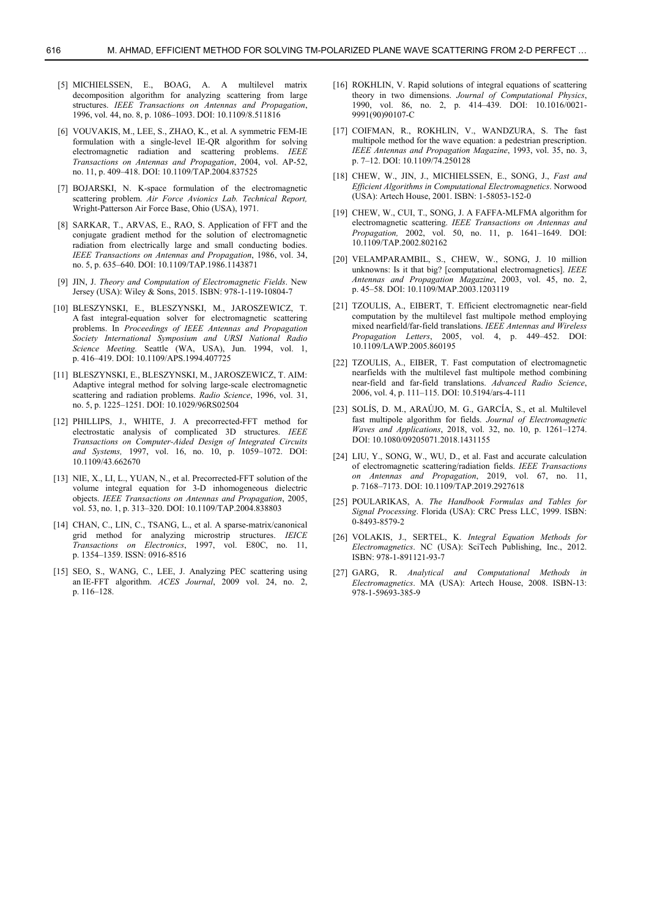[5] MICHIELSSEN, E., BOAG, A. A multilevel matrix decomposition algorithm for analyzing scattering from large structures. *IEEE Transactions on Antennas and Propagation*, 1996, vol. 44, no. 8, p. 1086–1093. DOI: 10.1109/8.511816

[6] VOUVAKIS, M., LEE, S., ZHAO, K., et al. A symmetric FEM-IE formulation with a single-level IE-QR algorithm for solving electromagnetic radiation and scattering problems. *IEEE Transactions on Antennas and Propagation*, 2004, vol. AP-52, no. 11, p. 409–418. DOI: 10.1109/TAP.2004.837525

[7] BOJARSKI, N. K-space formulation of the electromagnetic scattering problem. *Air Force Avionics Lab. Technical Report,* Wright-Patterson Air Force Base, Ohio (USA), 1971.

[8] SARKAR, T., ARVAS, E., RAO, S. Application of FFT and the conjugate gradient method for the solution of electromagnetic radiation from electrically large and small conducting bodies. *IEEE Transactions on Antennas and Propagation*, 1986, vol. 34, no. 5, p. 635–640. DOI: 10.1109/TAP.1986.1143871

[9] JIN, J. *Theory and Computation of Electromagnetic Fields*. New Jersey (USA): Wiley & Sons, 2015. ISBN: 978-1-119-10804-7

[10] BLESZYNSKI, E., BLESZYNSKI, M., JAROSZEWICZ, T. A fast integral-equation solver for electromagnetic scattering problems. In *Proceedings of IEEE Antennas and Propagation Society International Symposium and URSI National Radio Science Meeting.* Seattle (WA, USA), Jun. 1994, vol. 1, p. 416–419. DOI: 10.1109/APS.1994.407725

[11] BLESZYNSKI, E., BLESZYNSKI, M., JAROSZEWICZ, T. AIM: Adaptive integral method for solving large-scale electromagnetic scattering and radiation problems. *Radio Science*, 1996, vol. 31, no. 5, p. 1225–1251. DOI: 10.1029/96RS02504

[12] PHILLIPS, J., WHITE, J. A precorrected-FFT method for electrostatic analysis of complicated 3D structures. *IEEE Transactions on Computer-Aided Design of Integrated Circuits and Systems,* 1997, vol. 16, no. 10, p. 1059–1072. DOI: 10.1109/43.662670

[13] NIE, X., LI, L., YUAN, N., et al. Precorrected-FFT solution of the volume integral equation for 3-D inhomogeneous dielectric objects. *IEEE Transactions on Antennas and Propagation*, 2005, vol. 53, no. 1, p. 313–320. DOI: 10.1109/TAP.2004.838803

[14] CHAN, C., LIN, C., TSANG, L., et al. A sparse-matrix/canonical grid method for analyzing microstrip structures. *IEICE Transactions on Electronics*, 1997, vol. E80C, no. 11, p. 1354–1359. ISSN: 0916-8516

[15] SEO, S., WANG, C., LEE, J. Analyzing PEC scattering using an IE-FFT algorithm. *ACES Journal*, 2009 vol. 24, no. 2, p. 116–128.

[16] ROKHLIN, V. Rapid solutions of integral equations of scattering theory in two dimensions. *Journal of Computational Physics*, 1990, vol. 86, no. 2, p. 414–439. DOI: 10.1016/0021-9991(90)90107-C

[17] COIFMAN, R., ROKHLIN, V., WANDZURA, S. The fast multipole method for the wave equation: a pedestrian prescription. *IEEE Antennas and Propagation Magazine*, 1993, vol. 35, no. 3, p. 7–12. DOI: 10.1109/74.250128

[18] CHEW, W., JIN, J., MICHIELSSEN, E., SONG, J., *Fast and Efficient Algorithms in Computational Electromagnetics*. Norwood (USA): Artech House, 2001. ISBN: 1-58053-152-0

[19] CHEW, W., CUI, T., SONG, J. A FAFFA-MLFMA algorithm for electromagnetic scattering. *IEEE Transactions on Antennas and Propagation,* 2002, vol. 50, no. 11, p. 1641–1649. DOI: 10.1109/TAP.2002.802162

[20] VELAMPARAMBIL, S., CHEW, W., SONG, J. 10 million unknowns: Is it that big? [computational electromagnetics]. *IEEE Antennas and Propagation Magazine*, 2003, vol. 45, no. 2, p. 45–58. DOI: 10.1109/MAP.2003.1203119

[21] TZOULIS, A., EIBERT, T. Efficient electromagnetic near-field computation by the multilevel fast multipole method employing mixed nearfield/far-field translations. *IEEE Antennas and Wireless Propagation Letters*, 2005, vol. 4, p. 449–452. DOI: 10.1109/LAWP.2005.860195

[22] TZOULIS, A., EIBER, T. Fast computation of electromagnetic nearfields with the multilevel fast multipole method combining near-field and far-field translations. *Advanced Radio Science*, 2006, vol. 4, p. 111–115. DOI: 10.5194/ars-4-111

[23] SOLÍS, D. M., ARAÚJO, M. G., GARCÍA, S., et al. Multilevel fast multipole algorithm for fields. *Journal of Electromagnetic Waves and Applications*, 2018, vol. 32, no. 10, p. 1261–1274. DOI: 10.1080/09205071.2018.1431155

[24] LIU, Y., SONG, W., WU, D., et al. Fast and accurate calculation of electromagnetic scattering/radiation fields. *IEEE Transactions on Antennas and Propagation*, 2019, vol. 67, no. 11, p. 7168–7173. DOI: 10.1109/TAP.2019.2927618

[25] POULARIKAS, A. *The Handbook Formulas and Tables for Signal Processing*. Florida (USA): CRC Press LLC, 1999. ISBN: 0-8493-8579-2

[26] VOLAKIS, J., SERTEL, K. *Integral Equation Methods for Electromagnetics*. NC (USA): SciTech Publishing, Inc., 2012. ISBN: 978-1-891121-93-7

[27] GARG, R. *Analytical and Computational Methods in Electromagnetics*. MA (USA): Artech House, 2008. ISBN-13: 978-1-59693-385-9